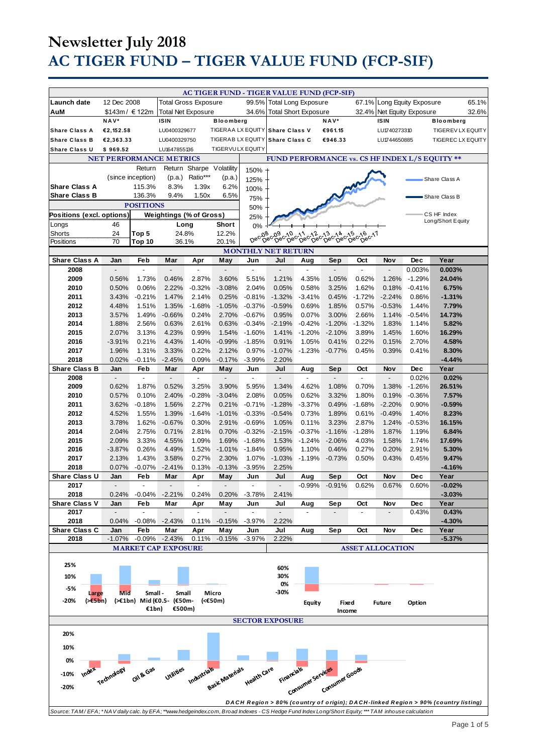# Newsletter July 2018

# AC TIGER FUND – TIGER VALUE FUND (FCP-SIF)

## AC TIGER FUND - TIGER VALUE FUND (FCP-SIF)

| | | | | | | | |
|---|---|---|---|---|---|---|---|
| **Launch date** | 12 Dec 2008 | Total Gross Exposure | 99.5% | Total Long Exposure | 67.1% | Long Equity Exposure | 65.1% |
| **AuM** | $143m / € 122m | Total Net Exposure | 34.6% | Total Short Exposure | 32.4% | Net Equity Exposure | 32.6% |

| | NAV* | ISIN | Bloomberg | | NAV* | ISIN | Bloomberg |
|---|---|---|---|---|---|---|---|
| **Share Class A** | €2,152.58 | LU0400329677 | TIGERAA LX EQUITY | **Share Class V** | €961.15 | LU1740273310 | TIGEREV LX EQUITY |
| **Share Class B** | €2,363.33 | LU0400329750 | TIGERAB LX EQUITY | **Share Class C** | €946.33 | LU1744650885 | TIGEREC LX EQUITY |
| **Share Class U** | $ 969.52 | LU1647855136 | TIGERVU LX EQUITY | | | | |

## NET PERFORMANCE METRICS

| | Return (since inception) | Return (p.a.) | Sharpe Ratio*** | Volatility (p.a.) |
|---|---|---|---|---|
| **Share Class A** | 115.3% | 8.3% | 1.39x | 6.2% |
| **Share Class B** | 136.3% | 9.4% | 1.50x | 6.5% |

## POSITIONS

| Positions (excl. options) | | Weightings (% of Gross) | Long | Short |
|---|---|---|---|---|
| Longs | 46 | | | |
| Shorts | 24 | Top 5 | 24.8% | 12.2% |
| Positions | 70 | Top 10 | 36.1% | 20.1% |

## FUND PERFORMANCE vs. CS HF INDEX L/S EQUITY **

Chart legend: Share Class A; Share Class B; CS HF Index Long/Short Equity. Y-axis: 0% – 150%; X-axis: Dec-08 – Dec-17.

## MONTHLY NET RETURN

| Share Class A | Jan | Feb | Mar | Apr | May | Jun | Jul | Aug | Sep | Oct | Nov | Dec | Year |
|---|---|---|---|---|---|---|---|---|---|---|---|---|---|
| **2008** | - | - | - | - | - | - | - | - | - | - | - | 0.003% | **0.003%** |
| **2009** | 0.56% | 1.73% | 0.46% | 2.87% | 3.60% | 5.51% | 1.21% | 4.35% | 1.05% | 0.62% | 1.26% | -1.29% | **24.04%** |
| **2010** | 0.50% | 0.06% | 2.22% | -0.32% | -3.08% | 2.04% | 0.05% | 0.58% | 3.25% | 1.62% | 0.18% | -0.41% | **6.75%** |
| **2011** | 3.43% | -0.21% | 1.47% | 2.14% | 0.25% | -0.81% | -1.32% | -3.41% | 0.45% | -1.72% | -2.24% | 0.86% | **-1.31%** |
| **2012** | 4.48% | 1.51% | 1.35% | -1.68% | -1.05% | -0.37% | -0.59% | 0.69% | 1.85% | 0.57% | -0.53% | 1.44% | **7.79%** |
| **2013** | 3.57% | 1.49% | -0.66% | 0.24% | 2.70% | -0.67% | 0.95% | 0.07% | 3.00% | 2.66% | 1.14% | -0.54% | **14.73%** |
| **2014** | 1.88% | 2.56% | 0.63% | 2.61% | 0.63% | -0.34% | -2.19% | -0.42% | -1.20% | -1.32% | 1.83% | 1.14% | **5.82%** |
| **2015** | 2.07% | 3.13% | 4.23% | 0.99% | 1.54% | -1.60% | 1.41% | -1.20% | -2.10% | 3.89% | 1.45% | 1.60% | **16.29%** |
| **2016** | -3.91% | 0.21% | 4.43% | 1.40% | -0.99% | -1.85% | 0.91% | 1.05% | 0.41% | 0.22% | 0.15% | 2.70% | **4.58%** |
| **2017** | 1.96% | 1.31% | 3.33% | 0.22% | 2.12% | 0.97% | -1.07% | -1.23% | -0.77% | 0.45% | 0.39% | 0.41% | **8.30%** |
| **2018** | 0.02% | -0.11% | -2.45% | 0.09% | -0.17% | -3.99% | 2.20% | | | | | | **-4.44%** |

| Share Class B | Jan | Feb | Mar | Apr | May | Jun | Jul | Aug | Sep | Oct | Nov | Dec | Year |
|---|---|---|---|---|---|---|---|---|---|---|---|---|---|
| **2008** | - | - | - | - | - | - | - | - | - | - | - | 0.02% | **0.02%** |
| **2009** | 0.62% | 1.87% | 0.52% | 3.25% | 3.90% | 5.95% | 1.34% | 4.62% | 1.08% | 0.70% | 1.38% | -1.26% | **26.51%** |
| **2010** | 0.57% | 0.10% | 2.40% | -0.28% | -3.04% | 2.08% | 0.05% | 0.62% | 3.32% | 1.80% | 0.19% | -0.36% | **7.57%** |
| **2011** | 3.62% | -0.18% | 1.56% | 2.27% | 0.21% | -0.71% | -1.28% | -3.37% | 0.49% | -1.68% | -2.20% | 0.90% | **-0.59%** |
| **2012** | 4.52% | 1.55% | 1.39% | -1.64% | -1.01% | -0.33% | -0.54% | 0.73% | 1.89% | 0.61% | -0.49% | 1.40% | **8.23%** |
| **2013** | 3.78% | 1.62% | -0.67% | 0.30% | 2.91% | -0.69% | 1.05% | 0.11% | 3.23% | 2.87% | 1.24% | -0.53% | **16.15%** |
| **2014** | 2.04% | 2.75% | 0.71% | 2.81% | 0.70% | -0.32% | -2.15% | -0.37% | -1.16% | -1.28% | 1.87% | 1.19% | **6.84%** |
| **2015** | 2.09% | 3.33% | 4.55% | 1.09% | 1.69% | -1.68% | 1.53% | -1.24% | -2.06% | 4.03% | 1.58% | 1.74% | **17.69%** |
| **2016** | -3.87% | 0.26% | 4.49% | 1.52% | -1.01% | -1.84% | 0.95% | 1.10% | 0.46% | 0.27% | 0.20% | 2.91% | **5.30%** |
| **2017** | 2.13% | 1.43% | 3.58% | 0.27% | 2.30% | 1.07% | -1.03% | -1.19% | -0.73% | 0.50% | 0.43% | 0.45% | **9.47%** |
| **2018** | 0.07% | -0.07% | -2.41% | 0.13% | -0.13% | -3.95% | 2.25% | | | | | | **-4.16%** |

| Share Class U | Jan | Feb | Mar | Apr | May | Jun | Jul | Aug | Sep | Oct | Nov | Dec | Year |
|---|---|---|---|---|---|---|---|---|---|---|---|---|---|
| **2017** | - | - | - | - | - | - | - | -0.99% | -0.91% | 0.62% | 0.67% | 0.60% | **-0.02%** |
| **2018** | 0.24% | -0.04% | -2.21% | 0.24% | 0.20% | -3.78% | 2.41% | | | | | | **-3.03%** |

| Share Class V | Jan | Feb | Mar | Apr | May | Jun | Jul | Aug | Sep | Oct | Nov | Dec | Year |
|---|---|---|---|---|---|---|---|---|---|---|---|---|---|
| **2017** | - | - | - | - | - | - | - | - | - | - | - | 0.43% | **0.43%** |
| **2018** | 0.04% | -0.08% | -2.43% | 0.11% | -0.15% | -3.97% | 2.22% | | | | | | **-4.30%** |

| Share Class C | Jan | Feb | Mar | Apr | May | Jun | Jul | Aug | Sep | Oct | Nov | Dec | Year |
|---|---|---|---|---|---|---|---|---|---|---|---|---|---|
| **2018** | -1.07% | -0.09% | -2.43% | 0.11% | -0.15% | -3.97% | 2.22% | | | | | | **-5.37%** |

## MARKET CAP EXPOSURE

Categories: Large (>€5bn); Mid (>€1bn); Small - Mid (€0.5-€1bn); Small (€50m-€500m); Micro (<€50m). Y-axis: -20% – 25%.

## ASSET ALLOCATION

Categories: Equity; Fixed Income; Future; Option. Y-axis: -30% – 60%.

## SECTOR EXPOSURE

Categories: Index; Technology; Oil & Gas; Utilities; Industrials; Basic Materials; Health Care; Financials; Consumer Services; Consumer Goods. Y-axis: -20% – 20%.

***DACH Region > 80% (country of origin); DACH-linked Region > 90% (country listing)***

*Source: TAM / EFA; * NAV daily calc. by EFA; **www.hedgeindex.com, Broad Indexes - CS Hedge Fund Index Long/Short Equity; *** TAM inhouse calculation*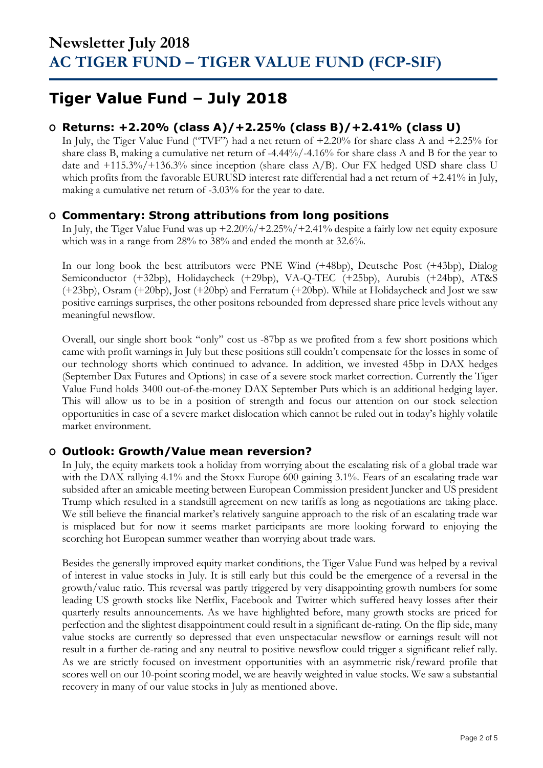# Newsletter July 2018
# AC TIGER FUND – TIGER VALUE FUND (FCP-SIF)

## Tiger Value Fund – July 2018

### Returns: +2.20% (class A)/+2.25% (class B)/+2.41% (class U)

In July, the Tiger Value Fund ("TVF") had a net return of +2.20% for share class A and +2.25% for share class B, making a cumulative net return of -4.44%/-4.16% for share class A and B for the year to date and +115.3%/+136.3% since inception (share class A/B). Our FX hedged USD share class U which profits from the favorable EURUSD interest rate differential had a net return of +2.41% in July, making a cumulative net return of -3.03% for the year to date.

### Commentary: Strong attributions from long positions

In July, the Tiger Value Fund was up +2.20%/+2.25%/+2.41% despite a fairly low net equity exposure which was in a range from 28% to 38% and ended the month at 32.6%.

In our long book the best attributors were PNE Wind (+48bp), Deutsche Post (+43bp), Dialog Semiconductor (+32bp), Holidaycheck (+29bp), VA-Q-TEC (+25bp), Aurubis (+24bp), AT&S (+23bp), Osram (+20bp), Jost (+20bp) and Ferratum (+20bp). While at Holidaycheck and Jost we saw positive earnings surprises, the other positons rebounded from depressed share price levels without any meaningful newsflow.

Overall, our single short book "only" cost us -87bp as we profited from a few short positions which came with profit warnings in July but these positions still couldn't compensate for the losses in some of our technology shorts which continued to advance. In addition, we invested 45bp in DAX hedges (September Dax Futures and Options) in case of a severe stock market correction. Currently the Tiger Value Fund holds 3400 out-of-the-money DAX September Puts which is an additional hedging layer. This will allow us to be in a position of strength and focus our attention on our stock selection opportunities in case of a severe market dislocation which cannot be ruled out in today's highly volatile market environment.

### Outlook: Growth/Value mean reversion?

In July, the equity markets took a holiday from worrying about the escalating risk of a global trade war with the DAX rallying 4.1% and the Stoxx Europe 600 gaining 3.1%. Fears of an escalating trade war subsided after an amicable meeting between European Commission president Juncker and US president Trump which resulted in a standstill agreement on new tariffs as long as negotiations are taking place. We still believe the financial market's relatively sanguine approach to the risk of an escalating trade war is misplaced but for now it seems market participants are more looking forward to enjoying the scorching hot European summer weather than worrying about trade wars.

Besides the generally improved equity market conditions, the Tiger Value Fund was helped by a revival of interest in value stocks in July. It is still early but this could be the emergence of a reversal in the growth/value ratio. This reversal was partly triggered by very disappointing growth numbers for some leading US growth stocks like Netflix, Facebook and Twitter which suffered heavy losses after their quarterly results announcements. As we have highlighted before, many growth stocks are priced for perfection and the slightest disappointment could result in a significant de-rating. On the flip side, many value stocks are currently so depressed that even unspectacular newsflow or earnings result will not result in a further de-rating and any neutral to positive newsflow could trigger a significant relief rally. As we are strictly focused on investment opportunities with an asymmetric risk/reward profile that scores well on our 10-point scoring model, we are heavily weighted in value stocks. We saw a substantial recovery in many of our value stocks in July as mentioned above.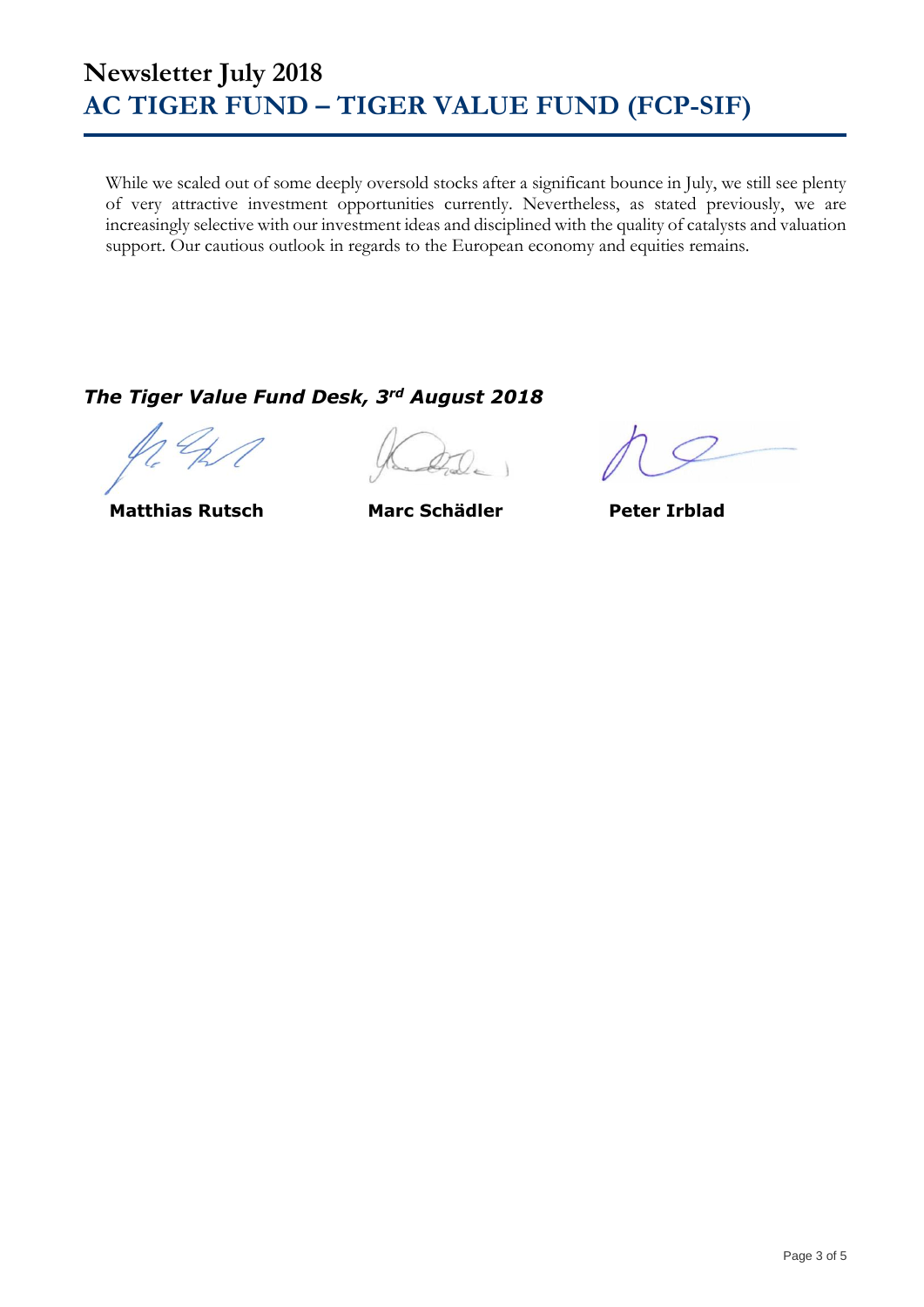While we scaled out of some deeply oversold stocks after a significant bounce in July, we still see plenty of very attractive investment opportunities currently. Nevertheless, as stated previously, we are increasingly selective with our investment ideas and disciplined with the quality of catalysts and valuation support. Our cautious outlook in regards to the European economy and equities remains.

***The Tiger Value Fund Desk, 3rd August 2018***

**Matthias Rutsch** **Marc Schädler** **Peter Irblad**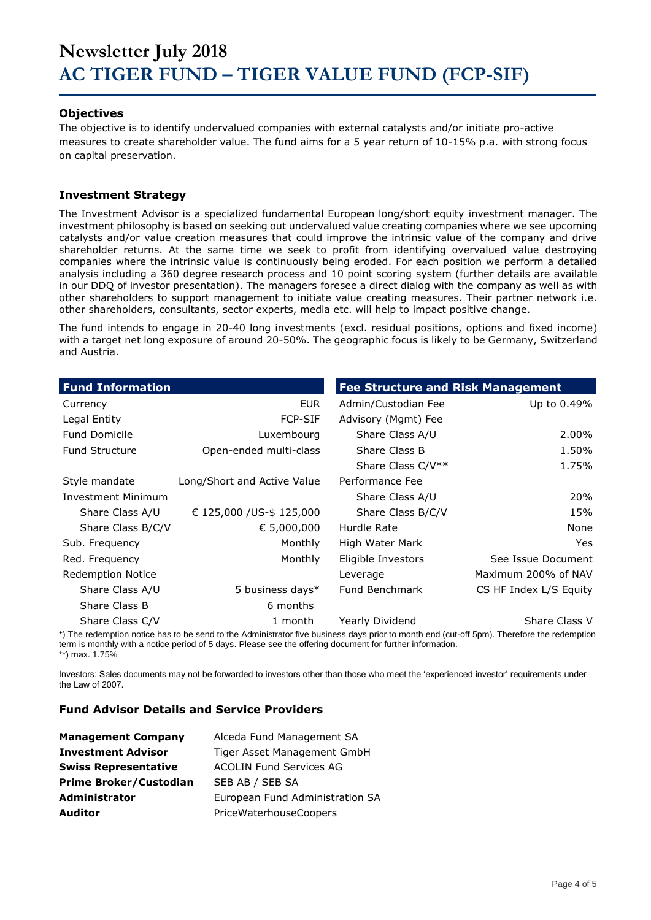# Newsletter July 2018
# AC TIGER FUND – TIGER VALUE FUND (FCP-SIF)

### Objectives

The objective is to identify undervalued companies with external catalysts and/or initiate pro-active measures to create shareholder value. The fund aims for a 5 year return of 10-15% p.a. with strong focus on capital preservation.

### Investment Strategy

The Investment Advisor is a specialized fundamental European long/short equity investment manager. The investment philosophy is based on seeking out undervalued value creating companies where we see upcoming catalysts and/or value creation measures that could improve the intrinsic value of the company and drive shareholder returns. At the same time we seek to profit from identifying overvalued value destroying companies where the intrinsic value is continuously being eroded. For each position we perform a detailed analysis including a 360 degree research process and 10 point scoring system (further details are available in our DDQ of investor presentation). The managers foresee a direct dialog with the company as well as with other shareholders to support management to initiate value creating measures. Their partner network i.e. other shareholders, consultants, sector experts, media etc. will help to impact positive change.

The fund intends to engage in 20-40 long investments (excl. residual positions, options and fixed income) with a target net long exposure of around 20-50%. The geographic focus is likely to be Germany, Switzerland and Austria.

| Fund Information | |
|---|---|
| Currency | EUR |
| Legal Entity | FCP-SIF |
| Fund Domicile | Luxembourg |
| Fund Structure | Open-ended multi-class |
| Style mandate | Long/Short and Active Value |
| Investment Minimum | |
| Share Class A/U | € 125,000 /US-$ 125,000 |
| Share Class B/C/V | € 5,000,000 |
| Sub. Frequency | Monthly |
| Red. Frequency | Monthly |
| Redemption Notice | |
| Share Class A/U | 5 business days* |
| Share Class B | 6 months |
| Share Class C/V | 1 month |

| Fee Structure and Risk Management | |
|---|---|
| Admin/Custodian Fee | Up to 0.49% |
| Advisory (Mgmt) Fee | |
| Share Class A/U | 2.00% |
| Share Class B | 1.50% |
| Share Class C/V** | 1.75% |
| Performance Fee | |
| Share Class A/U | 20% |
| Share Class B/C/V | 15% |
| Hurdle Rate | None |
| High Water Mark | Yes |
| Eligible Investors | See Issue Document |
| Leverage | Maximum 200% of NAV |
| Fund Benchmark | CS HF Index L/S Equity |
| Yearly Dividend | Share Class V |

*) The redemption notice has to be send to the Administrator five business days prior to month end (cut-off 5pm). Therefore the redemption term is monthly with a notice period of 5 days. Please see the offering document for further information.
**) max. 1.75%

Investors: Sales documents may not be forwarded to investors other than those who meet the 'experienced investor' requirements under the Law of 2007.

### Fund Advisor Details and Service Providers

| | |
|---|---|
| **Management Company** | Alceda Fund Management SA |
| **Investment Advisor** | Tiger Asset Management GmbH |
| **Swiss Representative** | ACOLIN Fund Services AG |
| **Prime Broker/Custodian** | SEB AB / SEB SA |
| **Administrator** | European Fund Administration SA |
| **Auditor** | PriceWaterhouseCoopers |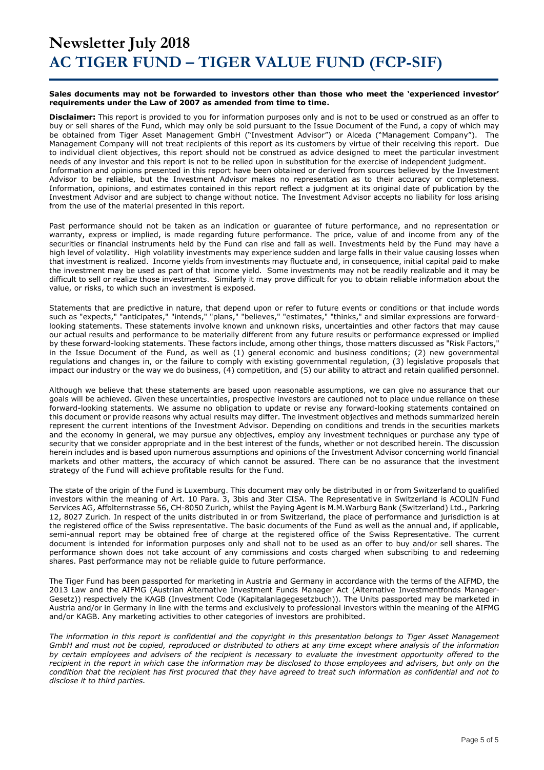# Newsletter July 2018

# AC TIGER FUND – TIGER VALUE FUND (FCP-SIF)

**Sales documents may not be forwarded to investors other than those who meet the 'experienced investor' requirements under the Law of 2007 as amended from time to time.**

**Disclaimer:** This report is provided to you for information purposes only and is not to be used or construed as an offer to buy or sell shares of the Fund, which may only be sold pursuant to the Issue Document of the Fund, a copy of which may be obtained from Tiger Asset Management GmbH ("Investment Advisor") or Alceda ("Management Company"). The Management Company will not treat recipients of this report as its customers by virtue of their receiving this report. Due to individual client objectives, this report should not be construed as advice designed to meet the particular investment needs of any investor and this report is not to be relied upon in substitution for the exercise of independent judgment. Information and opinions presented in this report have been obtained or derived from sources believed by the Investment Advisor to be reliable, but the Investment Advisor makes no representation as to their accuracy or completeness. Information, opinions, and estimates contained in this report reflect a judgment at its original date of publication by the Investment Advisor and are subject to change without notice. The Investment Advisor accepts no liability for loss arising from the use of the material presented in this report.

Past performance should not be taken as an indication or guarantee of future performance, and no representation or warranty, express or implied, is made regarding future performance. The price, value of and income from any of the securities or financial instruments held by the Fund can rise and fall as well. Investments held by the Fund may have a high level of volatility. High volatility investments may experience sudden and large falls in their value causing losses when that investment is realized. Income yields from investments may fluctuate and, in consequence, initial capital paid to make the investment may be used as part of that income yield. Some investments may not be readily realizable and it may be difficult to sell or realize those investments. Similarly it may prove difficult for you to obtain reliable information about the value, or risks, to which such an investment is exposed.

Statements that are predictive in nature, that depend upon or refer to future events or conditions or that include words such as "expects," "anticipates," "intends," "plans," "believes," "estimates," "thinks," and similar expressions are forward-looking statements. These statements involve known and unknown risks, uncertainties and other factors that may cause our actual results and performance to be materially different from any future results or performance expressed or implied by these forward-looking statements. These factors include, among other things, those matters discussed as "Risk Factors," in the Issue Document of the Fund, as well as (1) general economic and business conditions; (2) new governmental regulations and changes in, or the failure to comply with existing governmental regulation, (3) legislative proposals that impact our industry or the way we do business, (4) competition, and (5) our ability to attract and retain qualified personnel.

Although we believe that these statements are based upon reasonable assumptions, we can give no assurance that our goals will be achieved. Given these uncertainties, prospective investors are cautioned not to place undue reliance on these forward-looking statements. We assume no obligation to update or revise any forward-looking statements contained on this document or provide reasons why actual results may differ. The investment objectives and methods summarized herein represent the current intentions of the Investment Advisor. Depending on conditions and trends in the securities markets and the economy in general, we may pursue any objectives, employ any investment techniques or purchase any type of security that we consider appropriate and in the best interest of the funds, whether or not described herein. The discussion herein includes and is based upon numerous assumptions and opinions of the Investment Advisor concerning world financial markets and other matters, the accuracy of which cannot be assured. There can be no assurance that the investment strategy of the Fund will achieve profitable results for the Fund.

The state of the origin of the Fund is Luxemburg. This document may only be distributed in or from Switzerland to qualified investors within the meaning of Art. 10 Para. 3, 3bis and 3ter CISA. The Representative in Switzerland is ACOLIN Fund Services AG, Affolternstrasse 56, CH-8050 Zurich, whilst the Paying Agent is M.M.Warburg Bank (Switzerland) Ltd., Parkring 12, 8027 Zurich. In respect of the units distributed in or from Switzerland, the place of performance and jurisdiction is at the registered office of the Swiss representative. The basic documents of the Fund as well as the annual and, if applicable, semi-annual report may be obtained free of charge at the registered office of the Swiss Representative. The current document is intended for information purposes only and shall not be used as an offer to buy and/or sell shares. The performance shown does not take account of any commissions and costs charged when subscribing to and redeeming shares. Past performance may not be reliable guide to future performance.

The Tiger Fund has been passported for marketing in Austria and Germany in accordance with the terms of the AIFMD, the 2013 Law and the AIFMG (Austrian Alternative Investment Funds Manager Act (Alternative Investmentfonds Manager-Gesetz)) respectively the KAGB (Investment Code (Kapitalanlagegesetzbuch)). The Units passported may be marketed in Austria and/or in Germany in line with the terms and exclusively to professional investors within the meaning of the AIFMG and/or KAGB. Any marketing activities to other categories of investors are prohibited.

*The information in this report is confidential and the copyright in this presentation belongs to Tiger Asset Management GmbH and must not be copied, reproduced or distributed to others at any time except where analysis of the information by certain employees and advisers of the recipient is necessary to evaluate the investment opportunity offered to the recipient in the report in which case the information may be disclosed to those employees and advisers, but only on the condition that the recipient has first procured that they have agreed to treat such information as confidential and not to disclose it to third parties.*